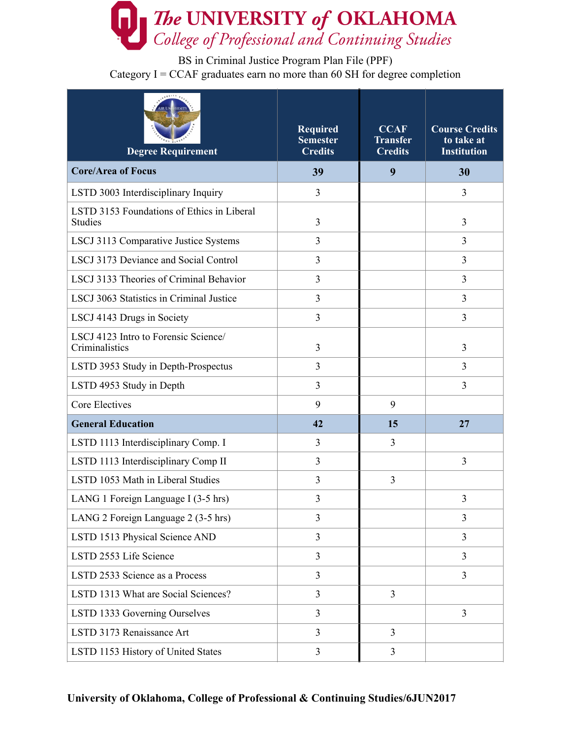# The UNIVERSITY of OKLAHOMA
## College of Professional and Continuing Studies

BS in Criminal Justice Program Plan File (PPF)

Category I = CCAF graduates earn no more than 60 SH for degree completion

| Degree Requirement | Required Semester Credits | CCAF Transfer Credits | Course Credits to take at Institution |
|---|---|---|---|
| **Core/Area of Focus** | **39** | **9** | **30** |
| LSTD 3003 Interdisciplinary Inquiry | 3 | | 3 |
| LSTD 3153 Foundations of Ethics in Liberal Studies | 3 | | 3 |
| LSCJ 3113 Comparative Justice Systems | 3 | | 3 |
| LSCJ 3173 Deviance and Social Control | 3 | | 3 |
| LSCJ 3133 Theories of Criminal Behavior | 3 | | 3 |
| LSCJ 3063 Statistics in Criminal Justice | 3 | | 3 |
| LSCJ 4143 Drugs in Society | 3 | | 3 |
| LSCJ 4123 Intro to Forensic Science/ Criminalistics | 3 | | 3 |
| LSTD 3953 Study in Depth-Prospectus | 3 | | 3 |
| LSTD 4953 Study in Depth | 3 | | 3 |
| Core Electives | 9 | 9 | |
| **General Education** | **42** | **15** | **27** |
| LSTD 1113 Interdisciplinary Comp. I | 3 | 3 | |
| LSTD 1113 Interdisciplinary Comp II | 3 | | 3 |
| LSTD 1053 Math in Liberal Studies | 3 | 3 | |
| LANG 1 Foreign Language I (3-5 hrs) | 3 | | 3 |
| LANG 2 Foreign Language 2 (3-5 hrs) | 3 | | 3 |
| LSTD 1513 Physical Science AND | 3 | | 3 |
| LSTD 2553 Life Science | 3 | | 3 |
| LSTD 2533 Science as a Process | 3 | | 3 |
| LSTD 1313 What are Social Sciences? | 3 | 3 | |
| LSTD 1333 Governing Ourselves | 3 | | 3 |
| LSTD 3173 Renaissance Art | 3 | 3 | |
| LSTD 1153 History of United States | 3 | 3 | |

**University of Oklahoma, College of Professional & Continuing Studies/6JUN2017**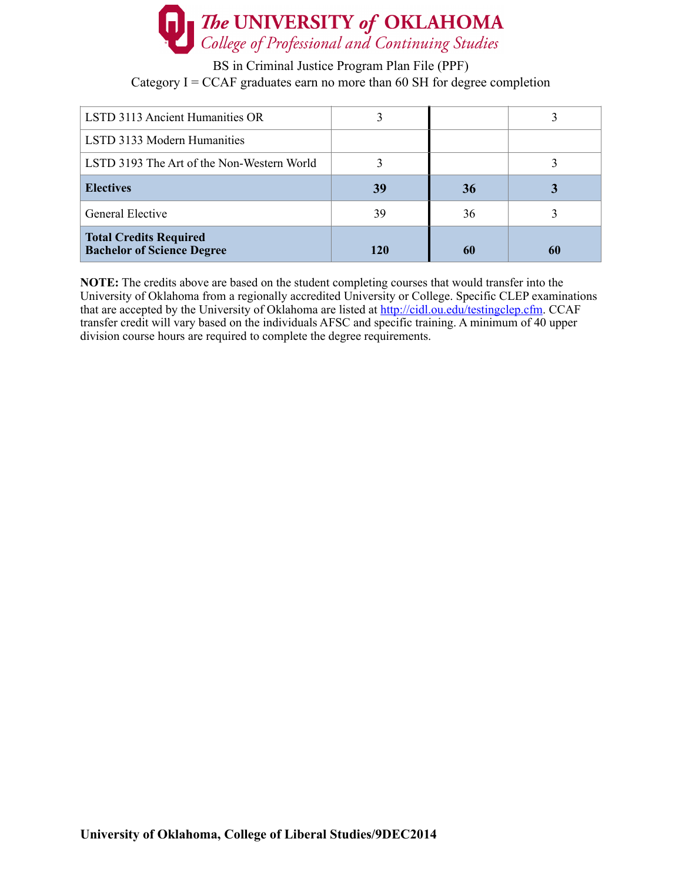# The UNIVERSITY of OKLAHOMA

## College of Professional and Continuing Studies

BS in Criminal Justice Program Plan File (PPF)

Category I = CCAF graduates earn no more than 60 SH for degree completion

| | | | |
|---|---|---|---|
| LSTD 3113 Ancient Humanities OR | 3 | | 3 |
| LSTD 3133 Modern Humanities | | | |
| LSTD 3193 The Art of the Non-Western World | 3 | | 3 |
| **Electives** | **39** | **36** | **3** |
| General Elective | 39 | 36 | 3 |
| **Total Credits Required Bachelor of Science Degree** | **120** | **60** | **60** |

**NOTE:** The credits above are based on the student completing courses that would transfer into the University of Oklahoma from a regionally accredited University or College. Specific CLEP examinations that are accepted by the University of Oklahoma are listed at http://cidl.ou.edu/testingclep.cfm. CCAF transfer credit will vary based on the individuals AFSC and specific training. A minimum of 40 upper division course hours are required to complete the degree requirements.

**University of Oklahoma, College of Liberal Studies/9DEC2014**